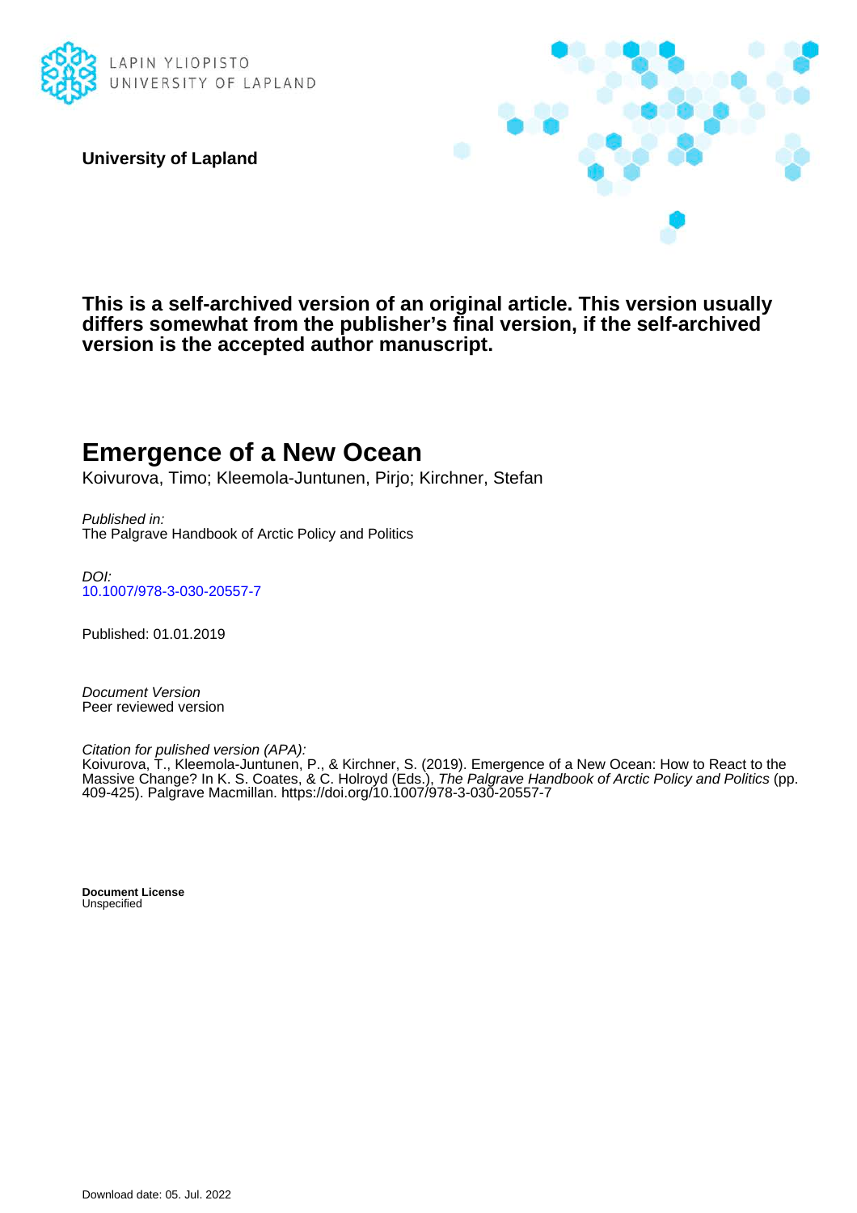LAPIN YLIOPISTO
UNIVERSITY OF LAPLAND

**University of Lapland**

**This is a self-archived version of an original article. This version usually differs somewhat from the publisher's final version, if the self-archived version is the accepted author manuscript.**

# Emergence of a New Ocean

Koivurova, Timo; Kleemola-Juntunen, Pirjo; Kirchner, Stefan

*Published in:*
The Palgrave Handbook of Arctic Policy and Politics

*DOI:*
10.1007/978-3-030-20557-7

Published: 01.01.2019

*Document Version*
Peer reviewed version

*Citation for pulished version (APA):*
Koivurova, T., Kleemola-Juntunen, P., & Kirchner, S. (2019). Emergence of a New Ocean: How to React to the Massive Change? In K. S. Coates, & C. Holroyd (Eds.), *The Palgrave Handbook of Arctic Policy and Politics* (pp. 409-425). Palgrave Macmillan. https://doi.org/10.1007/978-3-030-20557-7

**Document License**
Unspecified

Download date: 05. Jul. 2022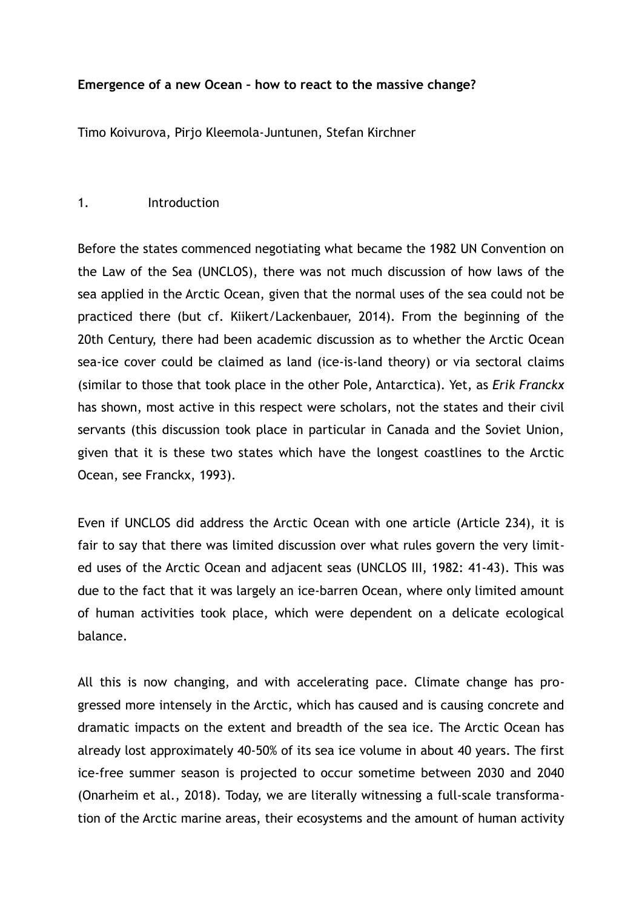**Emergence of a new Ocean – how to react to the massive change?**

Timo Koivurova, Pirjo Kleemola-Juntunen, Stefan Kirchner

## 1. Introduction

Before the states commenced negotiating what became the 1982 UN Convention on the Law of the Sea (UNCLOS), there was not much discussion of how laws of the sea applied in the Arctic Ocean, given that the normal uses of the sea could not be practiced there (but cf. Kiikert/Lackenbauer, 2014). From the beginning of the 20th Century, there had been academic discussion as to whether the Arctic Ocean sea-ice cover could be claimed as land (ice-is-land theory) or via sectoral claims (similar to those that took place in the other Pole, Antarctica). Yet, as *Erik Franckx* has shown, most active in this respect were scholars, not the states and their civil servants (this discussion took place in particular in Canada and the Soviet Union, given that it is these two states which have the longest coastlines to the Arctic Ocean, see Franckx, 1993).

Even if UNCLOS did address the Arctic Ocean with one article (Article 234), it is fair to say that there was limited discussion over what rules govern the very limited uses of the Arctic Ocean and adjacent seas (UNCLOS III, 1982: 41-43). This was due to the fact that it was largely an ice-barren Ocean, where only limited amount of human activities took place, which were dependent on a delicate ecological balance.

All this is now changing, and with accelerating pace. Climate change has progressed more intensely in the Arctic, which has caused and is causing concrete and dramatic impacts on the extent and breadth of the sea ice. The Arctic Ocean has already lost approximately 40-50% of its sea ice volume in about 40 years. The first ice-free summer season is projected to occur sometime between 2030 and 2040 (Onarheim et al., 2018). Today, we are literally witnessing a full-scale transformation of the Arctic marine areas, their ecosystems and the amount of human activity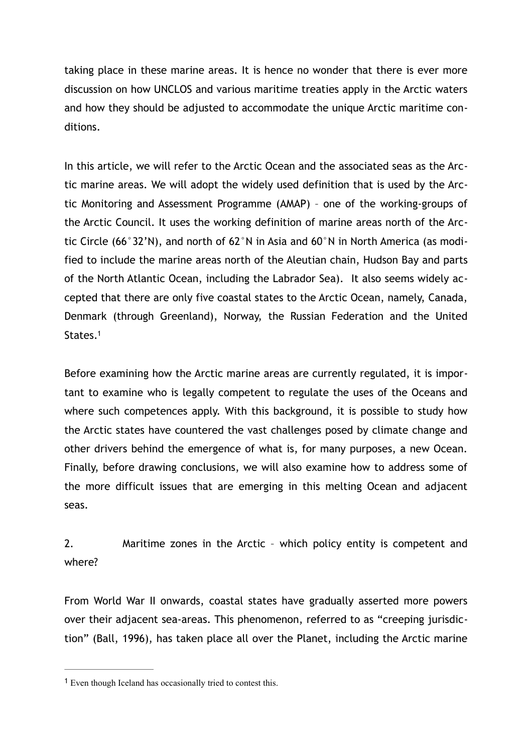taking place in these marine areas. It is hence no wonder that there is ever more discussion on how UNCLOS and various maritime treaties apply in the Arctic waters and how they should be adjusted to accommodate the unique Arctic maritime conditions.

In this article, we will refer to the Arctic Ocean and the associated seas as the Arctic marine areas. We will adopt the widely used definition that is used by the Arctic Monitoring and Assessment Programme (AMAP) – one of the working-groups of the Arctic Council. It uses the working definition of marine areas north of the Arctic Circle (66°32'N), and north of 62°N in Asia and 60°N in North America (as modified to include the marine areas north of the Aleutian chain, Hudson Bay and parts of the North Atlantic Ocean, including the Labrador Sea). It also seems widely accepted that there are only five coastal states to the Arctic Ocean, namely, Canada, Denmark (through Greenland), Norway, the Russian Federation and the United States.[1]

Before examining how the Arctic marine areas are currently regulated, it is important to examine who is legally competent to regulate the uses of the Oceans and where such competences apply. With this background, it is possible to study how the Arctic states have countered the vast challenges posed by climate change and other drivers behind the emergence of what is, for many purposes, a new Ocean. Finally, before drawing conclusions, we will also examine how to address some of the more difficult issues that are emerging in this melting Ocean and adjacent seas.

## 2. Maritime zones in the Arctic – which policy entity is competent and where?

From World War II onwards, coastal states have gradually asserted more powers over their adjacent sea-areas. This phenomenon, referred to as "creeping jurisdiction" (Ball, 1996), has taken place all over the Planet, including the Arctic marine

---

[1] Even though Iceland has occasionally tried to contest this.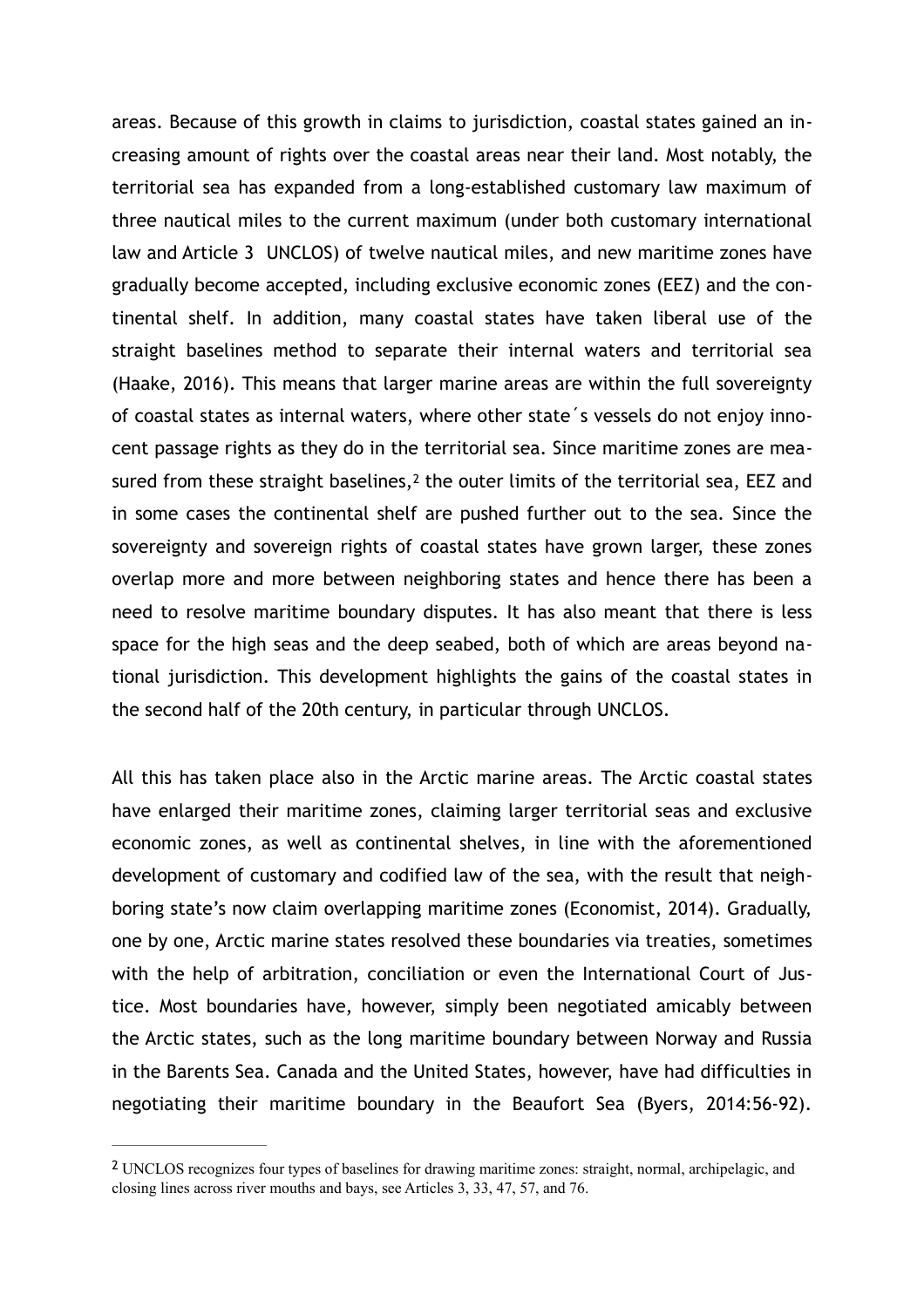areas. Because of this growth in claims to jurisdiction, coastal states gained an increasing amount of rights over the coastal areas near their land. Most notably, the territorial sea has expanded from a long-established customary law maximum of three nautical miles to the current maximum (under both customary international law and Article 3 UNCLOS) of twelve nautical miles, and new maritime zones have gradually become accepted, including exclusive economic zones (EEZ) and the continental shelf. In addition, many coastal states have taken liberal use of the straight baselines method to separate their internal waters and territorial sea (Haake, 2016). This means that larger marine areas are within the full sovereignty of coastal states as internal waters, where other state´s vessels do not enjoy innocent passage rights as they do in the territorial sea. Since maritime zones are measured from these straight baselines,[2] the outer limits of the territorial sea, EEZ and in some cases the continental shelf are pushed further out to the sea. Since the sovereignty and sovereign rights of coastal states have grown larger, these zones overlap more and more between neighboring states and hence there has been a need to resolve maritime boundary disputes. It has also meant that there is less space for the high seas and the deep seabed, both of which are areas beyond national jurisdiction. This development highlights the gains of the coastal states in the second half of the 20th century, in particular through UNCLOS.

All this has taken place also in the Arctic marine areas. The Arctic coastal states have enlarged their maritime zones, claiming larger territorial seas and exclusive economic zones, as well as continental shelves, in line with the aforementioned development of customary and codified law of the sea, with the result that neighboring state's now claim overlapping maritime zones (Economist, 2014). Gradually, one by one, Arctic marine states resolved these boundaries via treaties, sometimes with the help of arbitration, conciliation or even the International Court of Justice. Most boundaries have, however, simply been negotiated amicably between the Arctic states, such as the long maritime boundary between Norway and Russia in the Barents Sea. Canada and the United States, however, have had difficulties in negotiating their maritime boundary in the Beaufort Sea (Byers, 2014:56-92).

---

[2] UNCLOS recognizes four types of baselines for drawing maritime zones: straight, normal, archipelagic, and closing lines across river mouths and bays, see Articles 3, 33, 47, 57, and 76.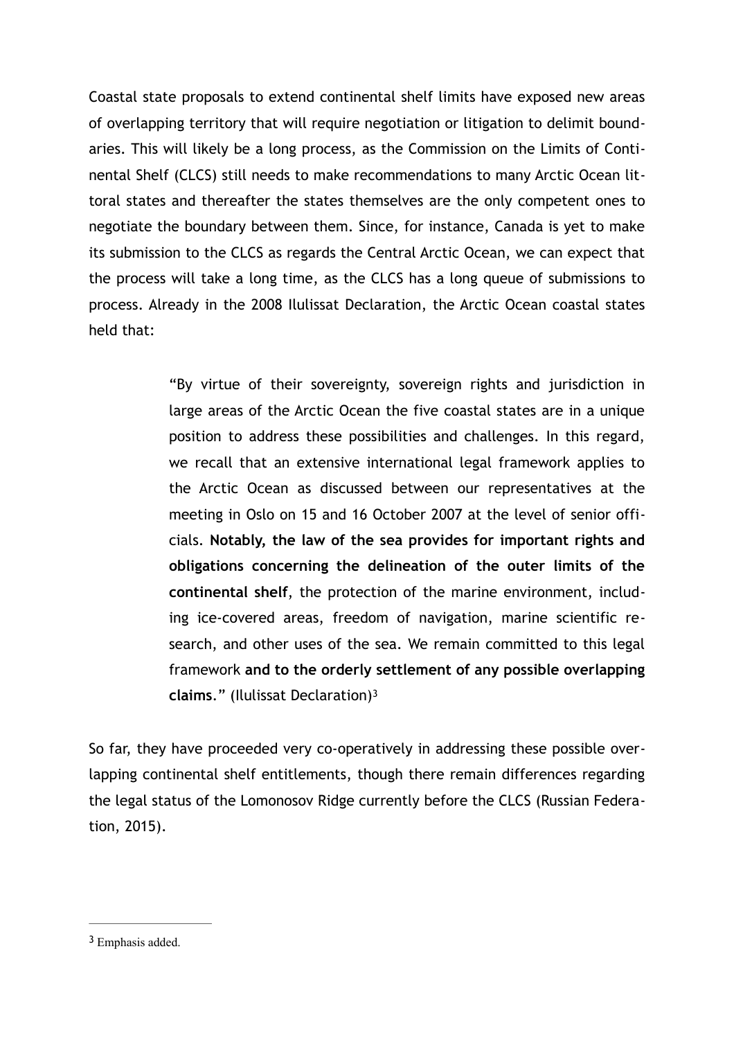Coastal state proposals to extend continental shelf limits have exposed new areas of overlapping territory that will require negotiation or litigation to delimit boundaries. This will likely be a long process, as the Commission on the Limits of Continental Shelf (CLCS) still needs to make recommendations to many Arctic Ocean littoral states and thereafter the states themselves are the only competent ones to negotiate the boundary between them. Since, for instance, Canada is yet to make its submission to the CLCS as regards the Central Arctic Ocean, we can expect that the process will take a long time, as the CLCS has a long queue of submissions to process. Already in the 2008 Ilulissat Declaration, the Arctic Ocean coastal states held that:

> "By virtue of their sovereignty, sovereign rights and jurisdiction in large areas of the Arctic Ocean the five coastal states are in a unique position to address these possibilities and challenges. In this regard, we recall that an extensive international legal framework applies to the Arctic Ocean as discussed between our representatives at the meeting in Oslo on 15 and 16 October 2007 at the level of senior officials. **Notably, the law of the sea provides for important rights and obligations concerning the delineation of the outer limits of the continental shelf**, the protection of the marine environment, including ice-covered areas, freedom of navigation, marine scientific research, and other uses of the sea. We remain committed to this legal framework **and to the orderly settlement of any possible overlapping claims**." (Ilulissat Declaration)[3]

So far, they have proceeded very co-operatively in addressing these possible overlapping continental shelf entitlements, though there remain differences regarding the legal status of the Lomonosov Ridge currently before the CLCS (Russian Federation, 2015).

---

[3] Emphasis added.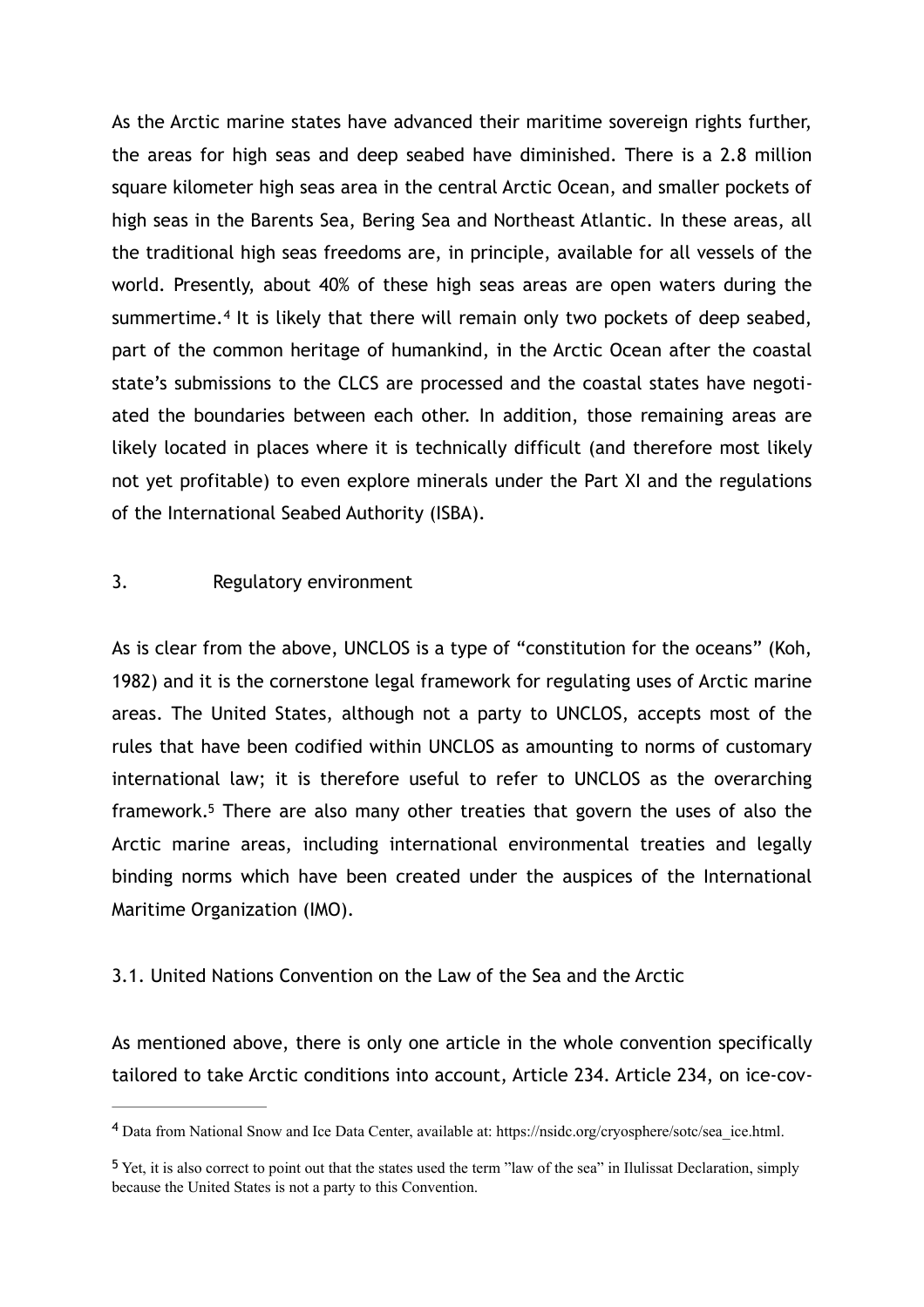As the Arctic marine states have advanced their maritime sovereign rights further, the areas for high seas and deep seabed have diminished. There is a 2.8 million square kilometer high seas area in the central Arctic Ocean, and smaller pockets of high seas in the Barents Sea, Bering Sea and Northeast Atlantic. In these areas, all the traditional high seas freedoms are, in principle, available for all vessels of the world. Presently, about 40% of these high seas areas are open waters during the summertime.[4] It is likely that there will remain only two pockets of deep seabed, part of the common heritage of humankind, in the Arctic Ocean after the coastal state's submissions to the CLCS are processed and the coastal states have negotiated the boundaries between each other. In addition, those remaining areas are likely located in places where it is technically difficult (and therefore most likely not yet profitable) to even explore minerals under the Part XI and the regulations of the International Seabed Authority (ISBA).

## 3. Regulatory environment

As is clear from the above, UNCLOS is a type of "constitution for the oceans" (Koh, 1982) and it is the cornerstone legal framework for regulating uses of Arctic marine areas. The United States, although not a party to UNCLOS, accepts most of the rules that have been codified within UNCLOS as amounting to norms of customary international law; it is therefore useful to refer to UNCLOS as the overarching framework.[5] There are also many other treaties that govern the uses of also the Arctic marine areas, including international environmental treaties and legally binding norms which have been created under the auspices of the International Maritime Organization (IMO).

### 3.1. United Nations Convention on the Law of the Sea and the Arctic

As mentioned above, there is only one article in the whole convention specifically tailored to take Arctic conditions into account, Article 234. Article 234, on ice-cov-

---

[4] Data from National Snow and Ice Data Center, available at: https://nsidc.org/cryosphere/sotc/sea_ice.html.

[5] Yet, it is also correct to point out that the states used the term "law of the sea" in Ilulissat Declaration, simply because the United States is not a party to this Convention.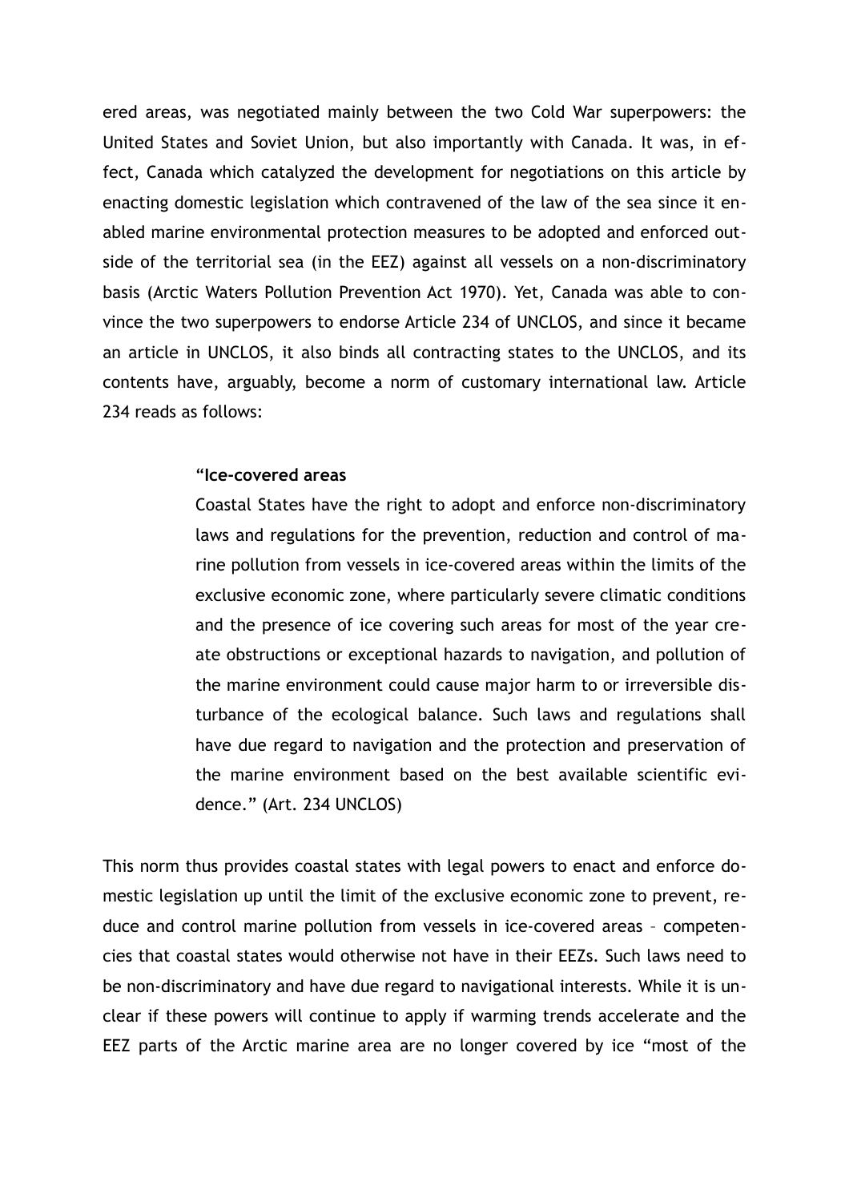ered areas, was negotiated mainly between the two Cold War superpowers: the United States and Soviet Union, but also importantly with Canada. It was, in effect, Canada which catalyzed the development for negotiations on this article by enacting domestic legislation which contravened of the law of the sea since it enabled marine environmental protection measures to be adopted and enforced outside of the territorial sea (in the EEZ) against all vessels on a non-discriminatory basis (Arctic Waters Pollution Prevention Act 1970). Yet, Canada was able to convince the two superpowers to endorse Article 234 of UNCLOS, and since it became an article in UNCLOS, it also binds all contracting states to the UNCLOS, and its contents have, arguably, become a norm of customary international law. Article 234 reads as follows:

> "**Ice-covered areas**
>
> Coastal States have the right to adopt and enforce non-discriminatory laws and regulations for the prevention, reduction and control of marine pollution from vessels in ice-covered areas within the limits of the exclusive economic zone, where particularly severe climatic conditions and the presence of ice covering such areas for most of the year create obstructions or exceptional hazards to navigation, and pollution of the marine environment could cause major harm to or irreversible disturbance of the ecological balance. Such laws and regulations shall have due regard to navigation and the protection and preservation of the marine environment based on the best available scientific evidence." (Art. 234 UNCLOS)

This norm thus provides coastal states with legal powers to enact and enforce domestic legislation up until the limit of the exclusive economic zone to prevent, reduce and control marine pollution from vessels in ice-covered areas – competencies that coastal states would otherwise not have in their EEZs. Such laws need to be non-discriminatory and have due regard to navigational interests. While it is unclear if these powers will continue to apply if warming trends accelerate and the EEZ parts of the Arctic marine area are no longer covered by ice "most of the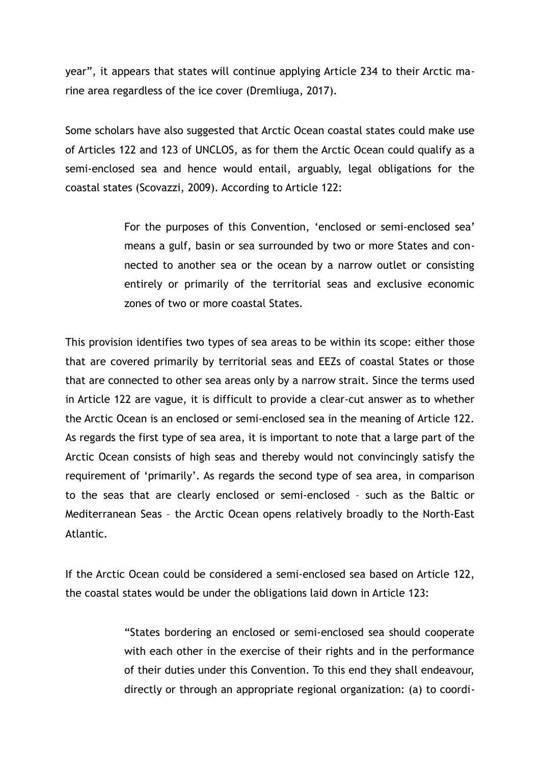year", it appears that states will continue applying Article 234 to their Arctic marine area regardless of the ice cover (Dremliuga, 2017).

Some scholars have also suggested that Arctic Ocean coastal states could make use of Articles 122 and 123 of UNCLOS, as for them the Arctic Ocean could qualify as a semi-enclosed sea and hence would entail, arguably, legal obligations for the coastal states (Scovazzi, 2009). According to Article 122:

> For the purposes of this Convention, 'enclosed or semi-enclosed sea' means a gulf, basin or sea surrounded by two or more States and connected to another sea or the ocean by a narrow outlet or consisting entirely or primarily of the territorial seas and exclusive economic zones of two or more coastal States.

This provision identifies two types of sea areas to be within its scope: either those that are covered primarily by territorial seas and EEZs of coastal States or those that are connected to other sea areas only by a narrow strait. Since the terms used in Article 122 are vague, it is difficult to provide a clear-cut answer as to whether the Arctic Ocean is an enclosed or semi-enclosed sea in the meaning of Article 122. As regards the first type of sea area, it is important to note that a large part of the Arctic Ocean consists of high seas and thereby would not convincingly satisfy the requirement of 'primarily'. As regards the second type of sea area, in comparison to the seas that are clearly enclosed or semi-enclosed – such as the Baltic or Mediterranean Seas – the Arctic Ocean opens relatively broadly to the North-East Atlantic.

If the Arctic Ocean could be considered a semi-enclosed sea based on Article 122, the coastal states would be under the obligations laid down in Article 123:

> "States bordering an enclosed or semi-enclosed sea should cooperate with each other in the exercise of their rights and in the performance of their duties under this Convention. To this end they shall endeavour, directly or through an appropriate regional organization: (a) to coordi-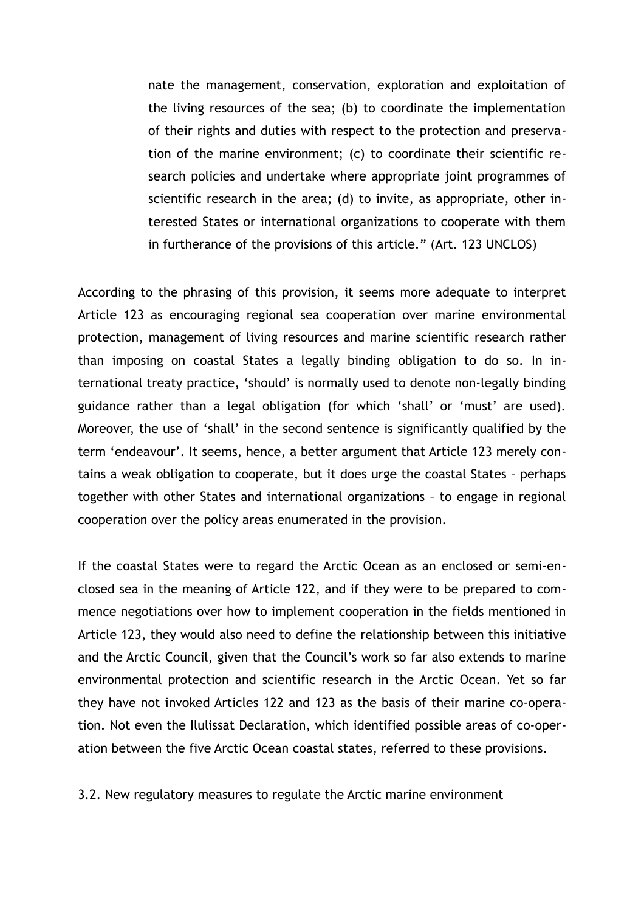> nate the management, conservation, exploration and exploitation of the living resources of the sea; (b) to coordinate the implementation of their rights and duties with respect to the protection and preservation of the marine environment; (c) to coordinate their scientific research policies and undertake where appropriate joint programmes of scientific research in the area; (d) to invite, as appropriate, other interested States or international organizations to cooperate with them in furtherance of the provisions of this article." (Art. 123 UNCLOS)

According to the phrasing of this provision, it seems more adequate to interpret Article 123 as encouraging regional sea cooperation over marine environmental protection, management of living resources and marine scientific research rather than imposing on coastal States a legally binding obligation to do so. In international treaty practice, 'should' is normally used to denote non-legally binding guidance rather than a legal obligation (for which 'shall' or 'must' are used). Moreover, the use of 'shall' in the second sentence is significantly qualified by the term 'endeavour'. It seems, hence, a better argument that Article 123 merely contains a weak obligation to cooperate, but it does urge the coastal States – perhaps together with other States and international organizations – to engage in regional cooperation over the policy areas enumerated in the provision.

If the coastal States were to regard the Arctic Ocean as an enclosed or semi-enclosed sea in the meaning of Article 122, and if they were to be prepared to commence negotiations over how to implement cooperation in the fields mentioned in Article 123, they would also need to define the relationship between this initiative and the Arctic Council, given that the Council's work so far also extends to marine environmental protection and scientific research in the Arctic Ocean. Yet so far they have not invoked Articles 122 and 123 as the basis of their marine co-operation. Not even the Ilulissat Declaration, which identified possible areas of co-operation between the five Arctic Ocean coastal states, referred to these provisions.

### 3.2. New regulatory measures to regulate the Arctic marine environment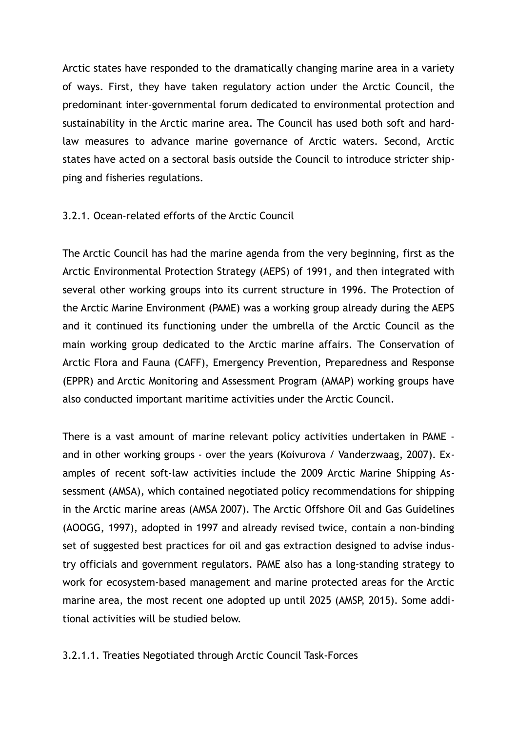Arctic states have responded to the dramatically changing marine area in a variety of ways. First, they have taken regulatory action under the Arctic Council, the predominant inter-governmental forum dedicated to environmental protection and sustainability in the Arctic marine area. The Council has used both soft and hard-law measures to advance marine governance of Arctic waters. Second, Arctic states have acted on a sectoral basis outside the Council to introduce stricter shipping and fisheries regulations.

### 3.2.1. Ocean-related efforts of the Arctic Council

The Arctic Council has had the marine agenda from the very beginning, first as the Arctic Environmental Protection Strategy (AEPS) of 1991, and then integrated with several other working groups into its current structure in 1996. The Protection of the Arctic Marine Environment (PAME) was a working group already during the AEPS and it continued its functioning under the umbrella of the Arctic Council as the main working group dedicated to the Arctic marine affairs. The Conservation of Arctic Flora and Fauna (CAFF), Emergency Prevention, Preparedness and Response (EPPR) and Arctic Monitoring and Assessment Program (AMAP) working groups have also conducted important maritime activities under the Arctic Council.

There is a vast amount of marine relevant policy activities undertaken in PAME - and in other working groups - over the years (Koivurova / Vanderzwaag, 2007). Examples of recent soft-law activities include the 2009 Arctic Marine Shipping Assessment (AMSA), which contained negotiated policy recommendations for shipping in the Arctic marine areas (AMSA 2007). The Arctic Offshore Oil and Gas Guidelines (AOOGG, 1997), adopted in 1997 and already revised twice, contain a non-binding set of suggested best practices for oil and gas extraction designed to advise industry officials and government regulators. PAME also has a long-standing strategy to work for ecosystem-based management and marine protected areas for the Arctic marine area, the most recent one adopted up until 2025 (AMSP, 2015). Some additional activities will be studied below.

#### 3.2.1.1. Treaties Negotiated through Arctic Council Task-Forces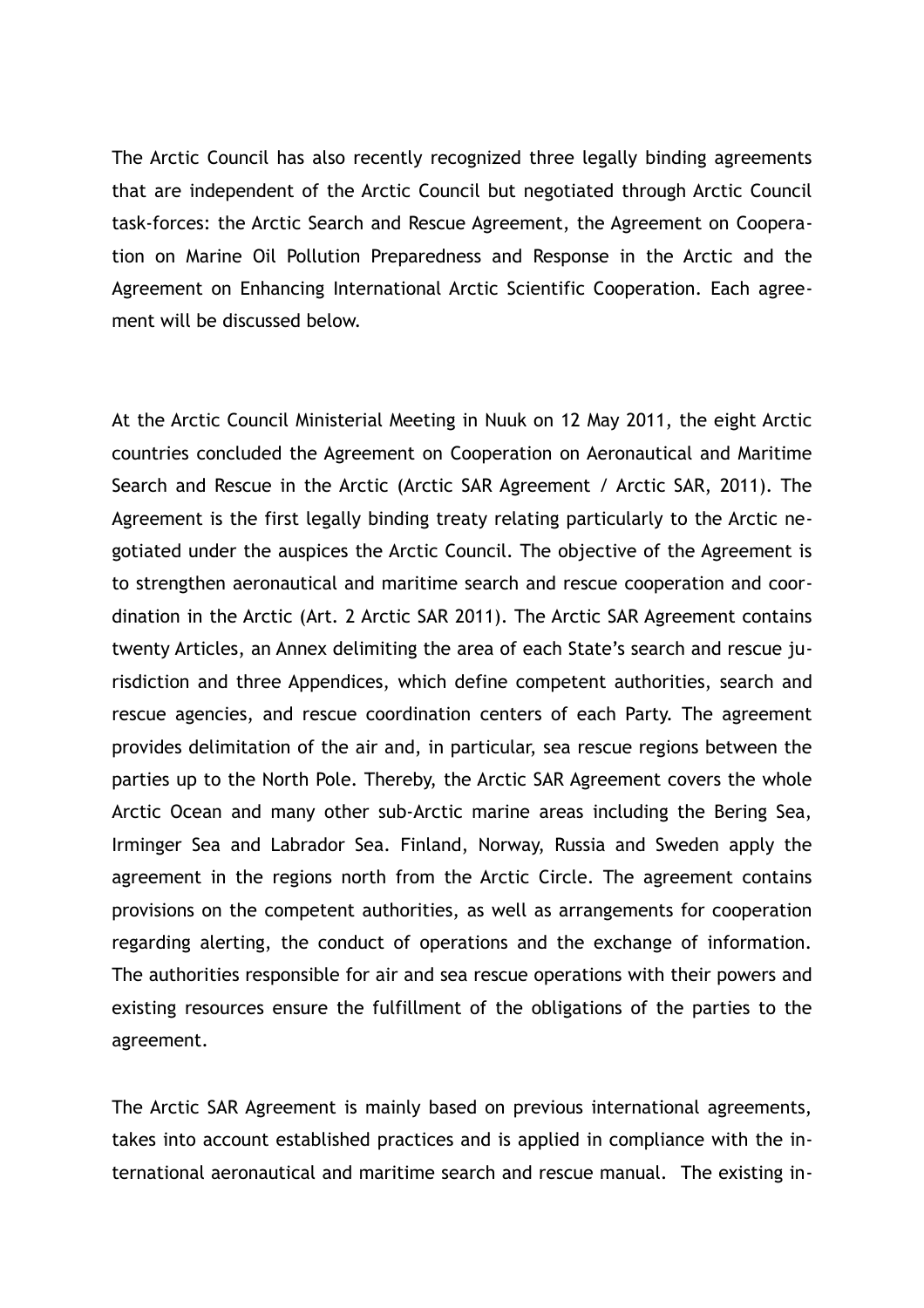The Arctic Council has also recently recognized three legally binding agreements that are independent of the Arctic Council but negotiated through Arctic Council task-forces: the Arctic Search and Rescue Agreement, the Agreement on Cooperation on Marine Oil Pollution Preparedness and Response in the Arctic and the Agreement on Enhancing International Arctic Scientific Cooperation. Each agreement will be discussed below.

At the Arctic Council Ministerial Meeting in Nuuk on 12 May 2011, the eight Arctic countries concluded the Agreement on Cooperation on Aeronautical and Maritime Search and Rescue in the Arctic (Arctic SAR Agreement / Arctic SAR, 2011). The Agreement is the first legally binding treaty relating particularly to the Arctic negotiated under the auspices the Arctic Council. The objective of the Agreement is to strengthen aeronautical and maritime search and rescue cooperation and coordination in the Arctic (Art. 2 Arctic SAR 2011). The Arctic SAR Agreement contains twenty Articles, an Annex delimiting the area of each State's search and rescue jurisdiction and three Appendices, which define competent authorities, search and rescue agencies, and rescue coordination centers of each Party. The agreement provides delimitation of the air and, in particular, sea rescue regions between the parties up to the North Pole. Thereby, the Arctic SAR Agreement covers the whole Arctic Ocean and many other sub-Arctic marine areas including the Bering Sea, Irminger Sea and Labrador Sea. Finland, Norway, Russia and Sweden apply the agreement in the regions north from the Arctic Circle. The agreement contains provisions on the competent authorities, as well as arrangements for cooperation regarding alerting, the conduct of operations and the exchange of information. The authorities responsible for air and sea rescue operations with their powers and existing resources ensure the fulfillment of the obligations of the parties to the agreement.

The Arctic SAR Agreement is mainly based on previous international agreements, takes into account established practices and is applied in compliance with the international aeronautical and maritime search and rescue manual. The existing in-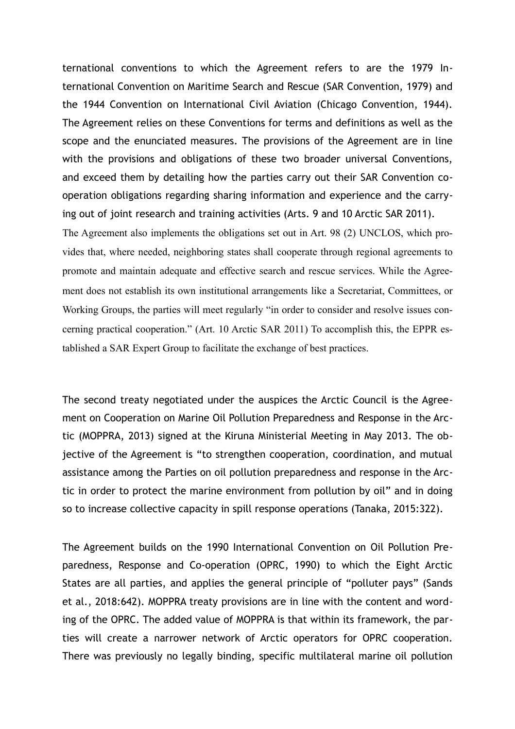ternational conventions to which the Agreement refers to are the 1979 International Convention on Maritime Search and Rescue (SAR Convention, 1979) and the 1944 Convention on International Civil Aviation (Chicago Convention, 1944). The Agreement relies on these Conventions for terms and definitions as well as the scope and the enunciated measures. The provisions of the Agreement are in line with the provisions and obligations of these two broader universal Conventions, and exceed them by detailing how the parties carry out their SAR Convention cooperation obligations regarding sharing information and experience and the carrying out of joint research and training activities (Arts. 9 and 10 Arctic SAR 2011). The Agreement also implements the obligations set out in Art. 98 (2) UNCLOS, which provides that, where needed, neighboring states shall cooperate through regional agreements to promote and maintain adequate and effective search and rescue services. While the Agreement does not establish its own institutional arrangements like a Secretariat, Committees, or Working Groups, the parties will meet regularly "in order to consider and resolve issues concerning practical cooperation." (Art. 10 Arctic SAR 2011) To accomplish this, the EPPR established a SAR Expert Group to facilitate the exchange of best practices.

The second treaty negotiated under the auspices the Arctic Council is the Agreement on Cooperation on Marine Oil Pollution Preparedness and Response in the Arctic (MOPPRA, 2013) signed at the Kiruna Ministerial Meeting in May 2013. The objective of the Agreement is "to strengthen cooperation, coordination, and mutual assistance among the Parties on oil pollution preparedness and response in the Arctic in order to protect the marine environment from pollution by oil" and in doing so to increase collective capacity in spill response operations (Tanaka, 2015:322).

The Agreement builds on the 1990 International Convention on Oil Pollution Preparedness, Response and Co-operation (OPRC, 1990) to which the Eight Arctic States are all parties, and applies the general principle of "polluter pays" (Sands et al., 2018:642). MOPPRA treaty provisions are in line with the content and wording of the OPRC. The added value of MOPPRA is that within its framework, the parties will create a narrower network of Arctic operators for OPRC cooperation. There was previously no legally binding, specific multilateral marine oil pollution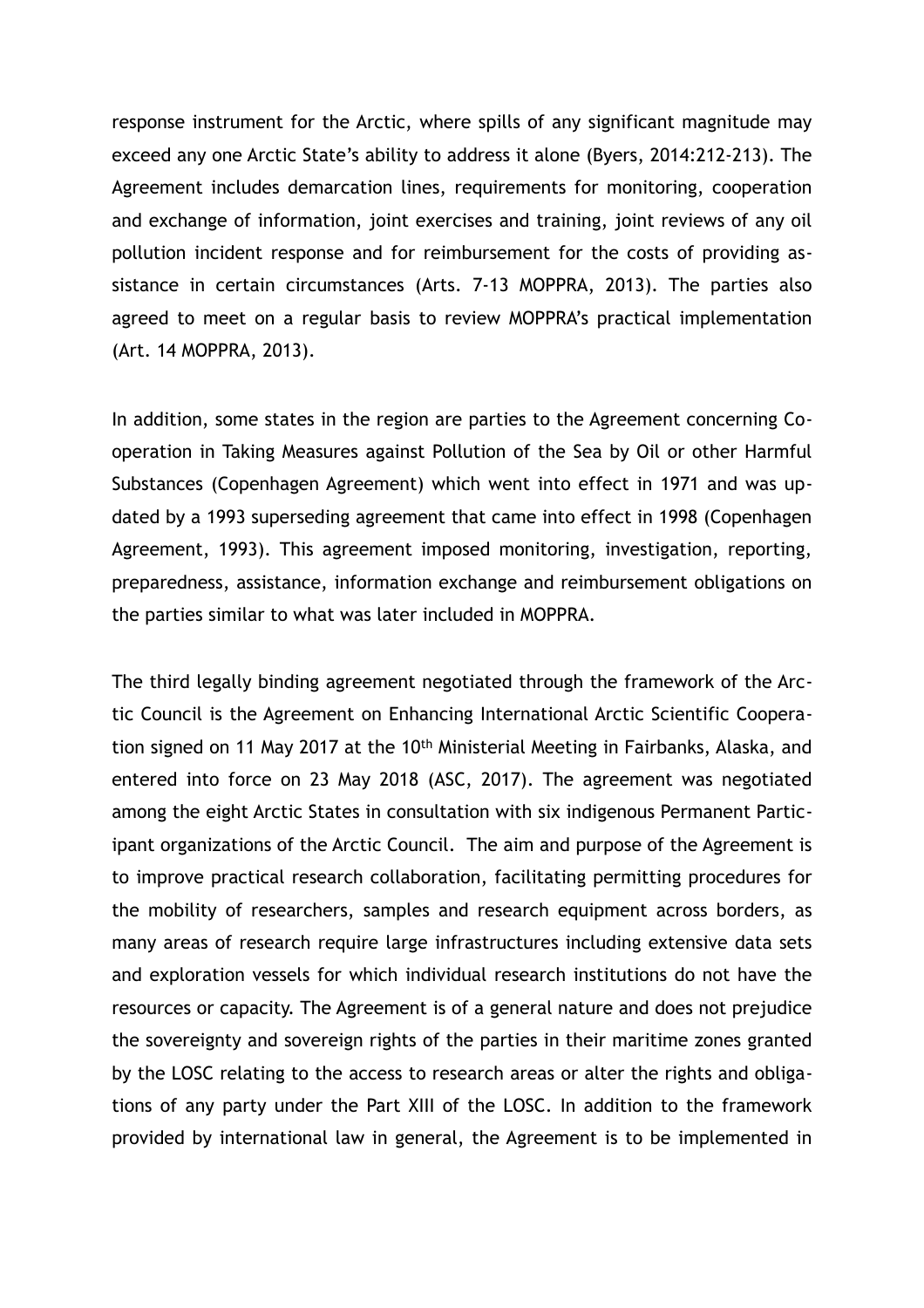response instrument for the Arctic, where spills of any significant magnitude may exceed any one Arctic State's ability to address it alone (Byers, 2014:212-213). The Agreement includes demarcation lines, requirements for monitoring, cooperation and exchange of information, joint exercises and training, joint reviews of any oil pollution incident response and for reimbursement for the costs of providing assistance in certain circumstances (Arts. 7-13 MOPPRA, 2013). The parties also agreed to meet on a regular basis to review MOPPRA's practical implementation (Art. 14 MOPPRA, 2013).

In addition, some states in the region are parties to the Agreement concerning Cooperation in Taking Measures against Pollution of the Sea by Oil or other Harmful Substances (Copenhagen Agreement) which went into effect in 1971 and was updated by a 1993 superseding agreement that came into effect in 1998 (Copenhagen Agreement, 1993). This agreement imposed monitoring, investigation, reporting, preparedness, assistance, information exchange and reimbursement obligations on the parties similar to what was later included in MOPPRA.

The third legally binding agreement negotiated through the framework of the Arctic Council is the Agreement on Enhancing International Arctic Scientific Cooperation signed on 11 May 2017 at the 10th Ministerial Meeting in Fairbanks, Alaska, and entered into force on 23 May 2018 (ASC, 2017). The agreement was negotiated among the eight Arctic States in consultation with six indigenous Permanent Participant organizations of the Arctic Council. The aim and purpose of the Agreement is to improve practical research collaboration, facilitating permitting procedures for the mobility of researchers, samples and research equipment across borders, as many areas of research require large infrastructures including extensive data sets and exploration vessels for which individual research institutions do not have the resources or capacity. The Agreement is of a general nature and does not prejudice the sovereignty and sovereign rights of the parties in their maritime zones granted by the LOSC relating to the access to research areas or alter the rights and obligations of any party under the Part XIII of the LOSC. In addition to the framework provided by international law in general, the Agreement is to be implemented in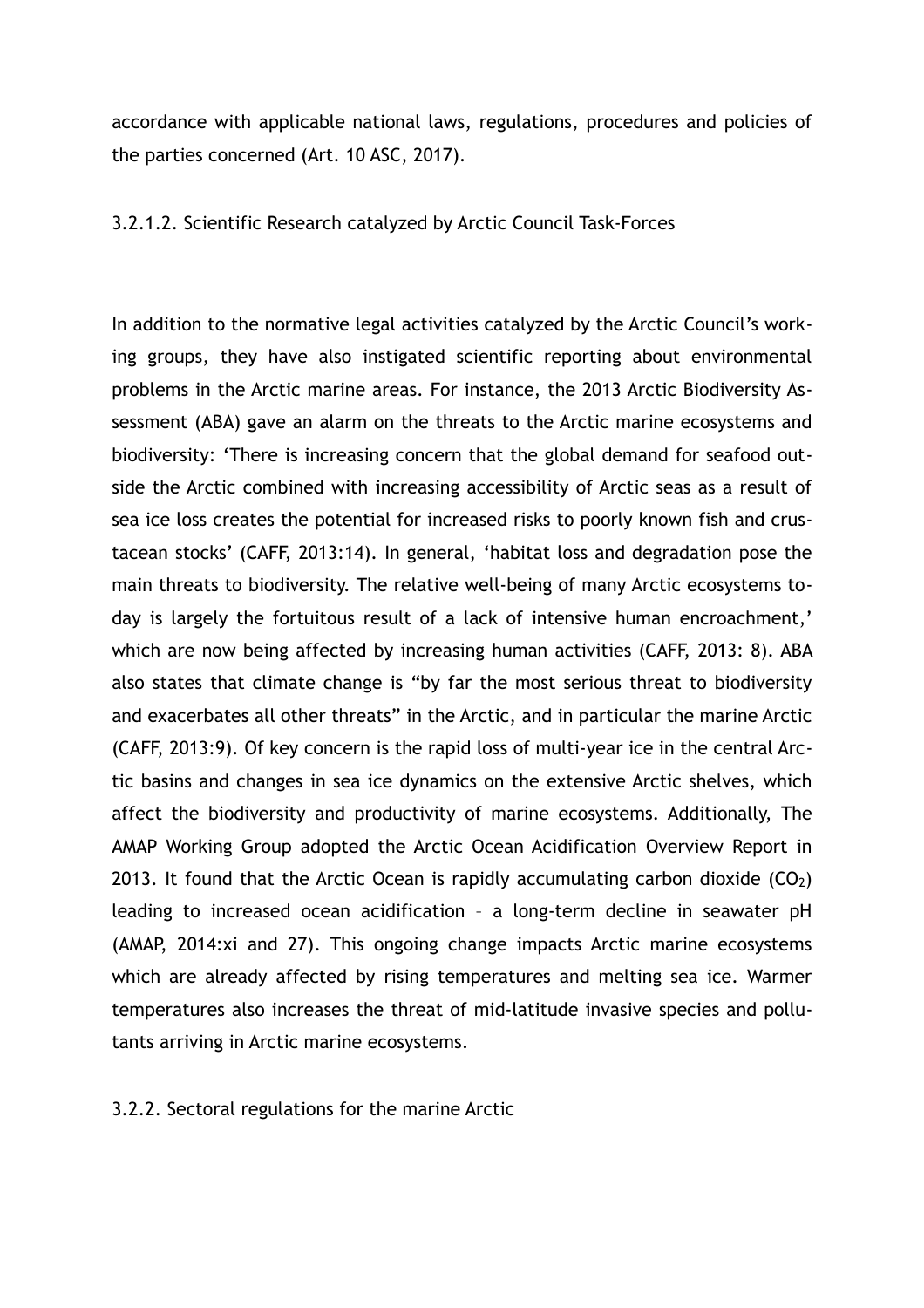accordance with applicable national laws, regulations, procedures and policies of the parties concerned (Art. 10 ASC, 2017).

#### 3.2.1.2. Scientific Research catalyzed by Arctic Council Task-Forces

In addition to the normative legal activities catalyzed by the Arctic Council's working groups, they have also instigated scientific reporting about environmental problems in the Arctic marine areas. For instance, the 2013 Arctic Biodiversity Assessment (ABA) gave an alarm on the threats to the Arctic marine ecosystems and biodiversity: 'There is increasing concern that the global demand for seafood outside the Arctic combined with increasing accessibility of Arctic seas as a result of sea ice loss creates the potential for increased risks to poorly known fish and crustacean stocks' (CAFF, 2013:14). In general, 'habitat loss and degradation pose the main threats to biodiversity. The relative well-being of many Arctic ecosystems today is largely the fortuitous result of a lack of intensive human encroachment,' which are now being affected by increasing human activities (CAFF, 2013: 8). ABA also states that climate change is "by far the most serious threat to biodiversity and exacerbates all other threats" in the Arctic, and in particular the marine Arctic (CAFF, 2013:9). Of key concern is the rapid loss of multi-year ice in the central Arctic basins and changes in sea ice dynamics on the extensive Arctic shelves, which affect the biodiversity and productivity of marine ecosystems. Additionally, The AMAP Working Group adopted the Arctic Ocean Acidification Overview Report in 2013. It found that the Arctic Ocean is rapidly accumulating carbon dioxide ($CO_2$) leading to increased ocean acidification – a long-term decline in seawater pH (AMAP, 2014:xi and 27). This ongoing change impacts Arctic marine ecosystems which are already affected by rising temperatures and melting sea ice. Warmer temperatures also increases the threat of mid-latitude invasive species and pollutants arriving in Arctic marine ecosystems.

### 3.2.2. Sectoral regulations for the marine Arctic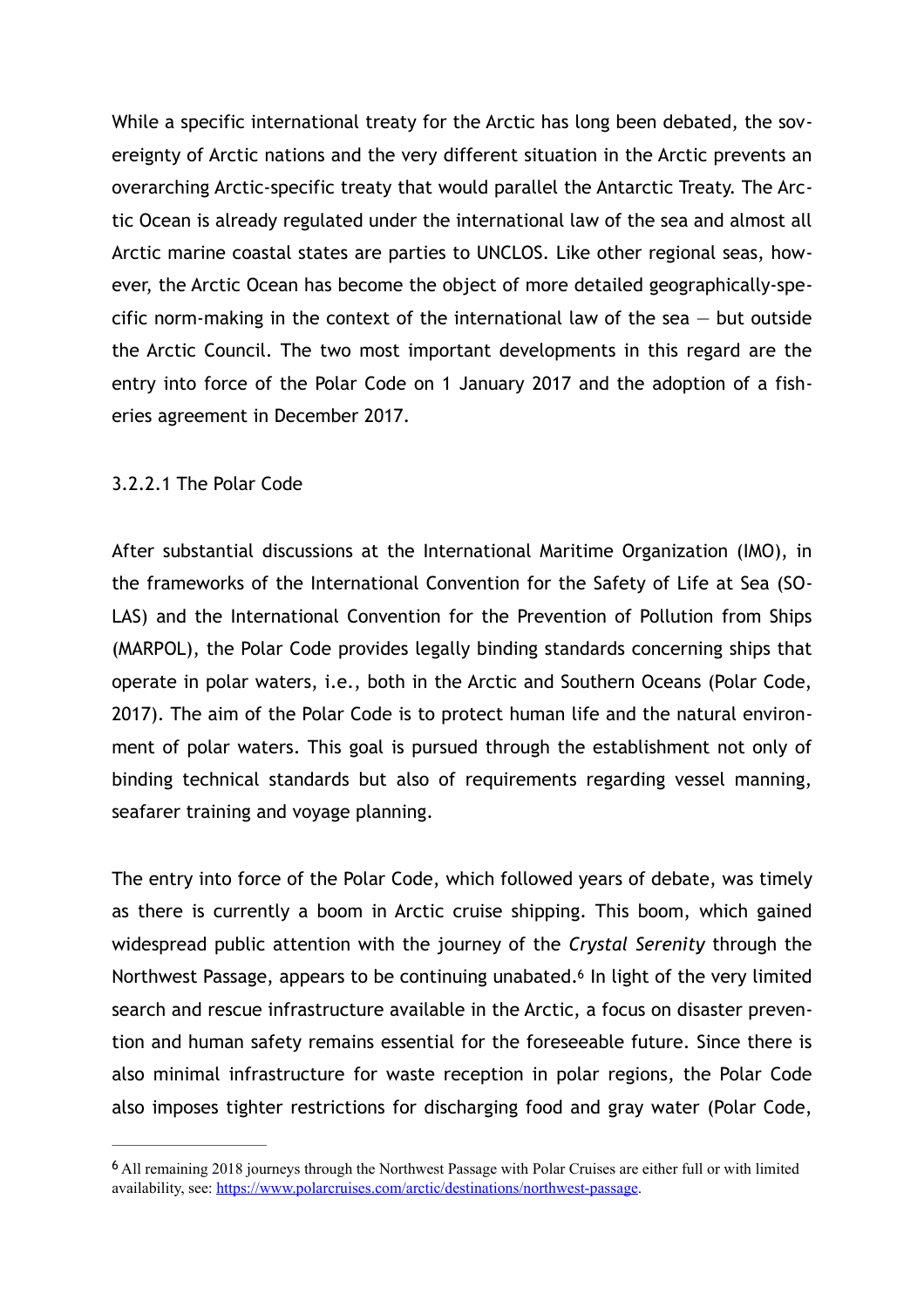While a specific international treaty for the Arctic has long been debated, the sovereignty of Arctic nations and the very different situation in the Arctic prevents an overarching Arctic-specific treaty that would parallel the Antarctic Treaty. The Arctic Ocean is already regulated under the international law of the sea and almost all Arctic marine coastal states are parties to UNCLOS. Like other regional seas, however, the Arctic Ocean has become the object of more detailed geographically-specific norm-making in the context of the international law of the sea — but outside the Arctic Council. The two most important developments in this regard are the entry into force of the Polar Code on 1 January 2017 and the adoption of a fisheries agreement in December 2017.

#### 3.2.2.1 The Polar Code

After substantial discussions at the International Maritime Organization (IMO), in the frameworks of the International Convention for the Safety of Life at Sea (SOLAS) and the International Convention for the Prevention of Pollution from Ships (MARPOL), the Polar Code provides legally binding standards concerning ships that operate in polar waters, i.e., both in the Arctic and Southern Oceans (Polar Code, 2017). The aim of the Polar Code is to protect human life and the natural environment of polar waters. This goal is pursued through the establishment not only of binding technical standards but also of requirements regarding vessel manning, seafarer training and voyage planning.

The entry into force of the Polar Code, which followed years of debate, was timely as there is currently a boom in Arctic cruise shipping. This boom, which gained widespread public attention with the journey of the *Crystal Serenity* through the Northwest Passage, appears to be continuing unabated.[6] In light of the very limited search and rescue infrastructure available in the Arctic, a focus on disaster prevention and human safety remains essential for the foreseeable future. Since there is also minimal infrastructure for waste reception in polar regions, the Polar Code also imposes tighter restrictions for discharging food and gray water (Polar Code,

[6] All remaining 2018 journeys through the Northwest Passage with Polar Cruises are either full or with limited availability, see: https://www.polarcruises.com/arctic/destinations/northwest-passage.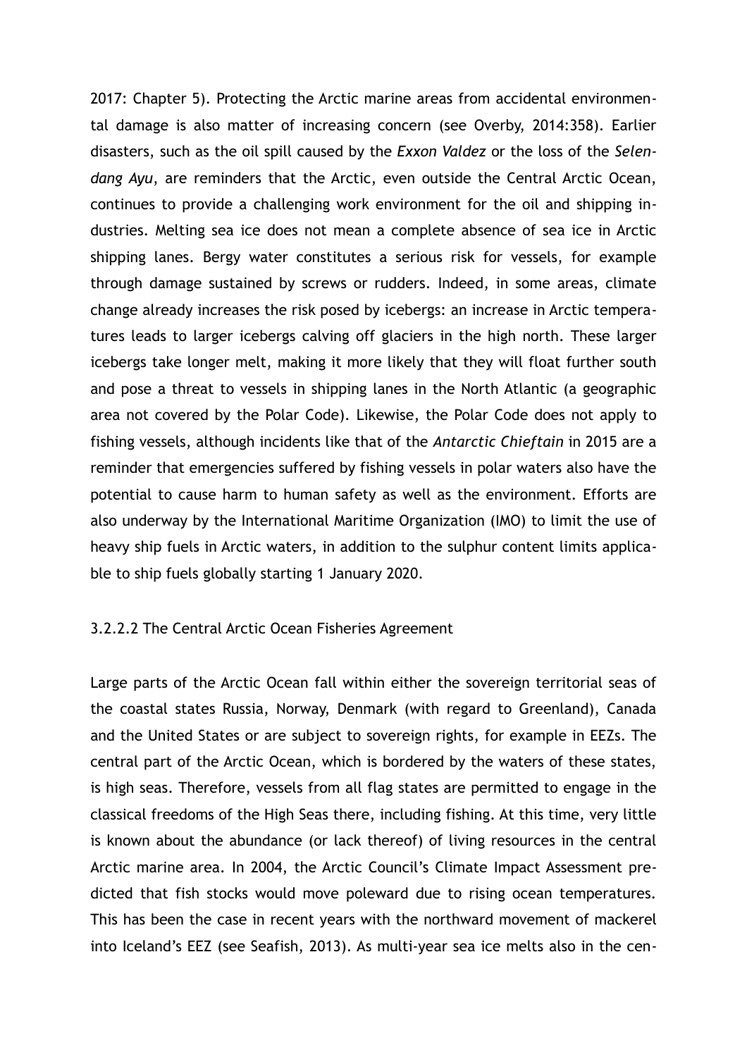2017: Chapter 5). Protecting the Arctic marine areas from accidental environmental damage is also matter of increasing concern (see Overby, 2014:358). Earlier disasters, such as the oil spill caused by the *Exxon Valdez* or the loss of the *Selendang Ayu*, are reminders that the Arctic, even outside the Central Arctic Ocean, continues to provide a challenging work environment for the oil and shipping industries. Melting sea ice does not mean a complete absence of sea ice in Arctic shipping lanes. Bergy water constitutes a serious risk for vessels, for example through damage sustained by screws or rudders. Indeed, in some areas, climate change already increases the risk posed by icebergs: an increase in Arctic temperatures leads to larger icebergs calving off glaciers in the high north. These larger icebergs take longer melt, making it more likely that they will float further south and pose a threat to vessels in shipping lanes in the North Atlantic (a geographic area not covered by the Polar Code). Likewise, the Polar Code does not apply to fishing vessels, although incidents like that of the *Antarctic Chieftain* in 2015 are a reminder that emergencies suffered by fishing vessels in polar waters also have the potential to cause harm to human safety as well as the environment. Efforts are also underway by the International Maritime Organization (IMO) to limit the use of heavy ship fuels in Arctic waters, in addition to the sulphur content limits applicable to ship fuels globally starting 1 January 2020.

#### 3.2.2.2 The Central Arctic Ocean Fisheries Agreement

Large parts of the Arctic Ocean fall within either the sovereign territorial seas of the coastal states Russia, Norway, Denmark (with regard to Greenland), Canada and the United States or are subject to sovereign rights, for example in EEZs. The central part of the Arctic Ocean, which is bordered by the waters of these states, is high seas. Therefore, vessels from all flag states are permitted to engage in the classical freedoms of the High Seas there, including fishing. At this time, very little is known about the abundance (or lack thereof) of living resources in the central Arctic marine area. In 2004, the Arctic Council's Climate Impact Assessment predicted that fish stocks would move poleward due to rising ocean temperatures. This has been the case in recent years with the northward movement of mackerel into Iceland's EEZ (see Seafish, 2013). As multi-year sea ice melts also in the cen-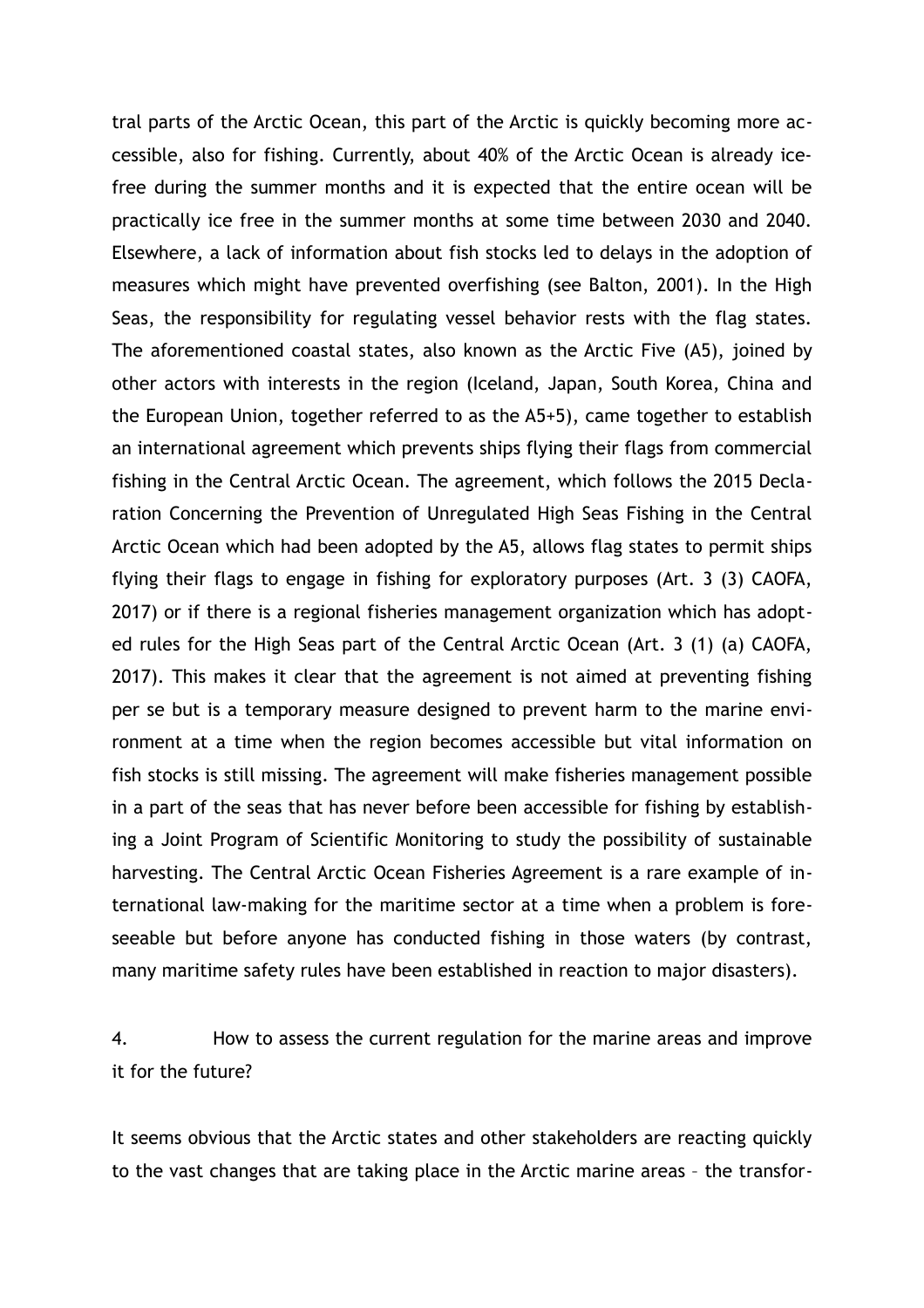tral parts of the Arctic Ocean, this part of the Arctic is quickly becoming more accessible, also for fishing. Currently, about 40% of the Arctic Ocean is already ice-free during the summer months and it is expected that the entire ocean will be practically ice free in the summer months at some time between 2030 and 2040. Elsewhere, a lack of information about fish stocks led to delays in the adoption of measures which might have prevented overfishing (see Balton, 2001). In the High Seas, the responsibility for regulating vessel behavior rests with the flag states. The aforementioned coastal states, also known as the Arctic Five (A5), joined by other actors with interests in the region (Iceland, Japan, South Korea, China and the European Union, together referred to as the A5+5), came together to establish an international agreement which prevents ships flying their flags from commercial fishing in the Central Arctic Ocean. The agreement, which follows the 2015 Declaration Concerning the Prevention of Unregulated High Seas Fishing in the Central Arctic Ocean which had been adopted by the A5, allows flag states to permit ships flying their flags to engage in fishing for exploratory purposes (Art. 3 (3) CAOFA, 2017) or if there is a regional fisheries management organization which has adopted rules for the High Seas part of the Central Arctic Ocean (Art. 3 (1) (a) CAOFA, 2017). This makes it clear that the agreement is not aimed at preventing fishing per se but is a temporary measure designed to prevent harm to the marine environment at a time when the region becomes accessible but vital information on fish stocks is still missing. The agreement will make fisheries management possible in a part of the seas that has never before been accessible for fishing by establishing a Joint Program of Scientific Monitoring to study the possibility of sustainable harvesting. The Central Arctic Ocean Fisheries Agreement is a rare example of international law-making for the maritime sector at a time when a problem is foreseeable but before anyone has conducted fishing in those waters (by contrast, many maritime safety rules have been established in reaction to major disasters).

## 4. How to assess the current regulation for the marine areas and improve it for the future?

It seems obvious that the Arctic states and other stakeholders are reacting quickly to the vast changes that are taking place in the Arctic marine areas – the transfor-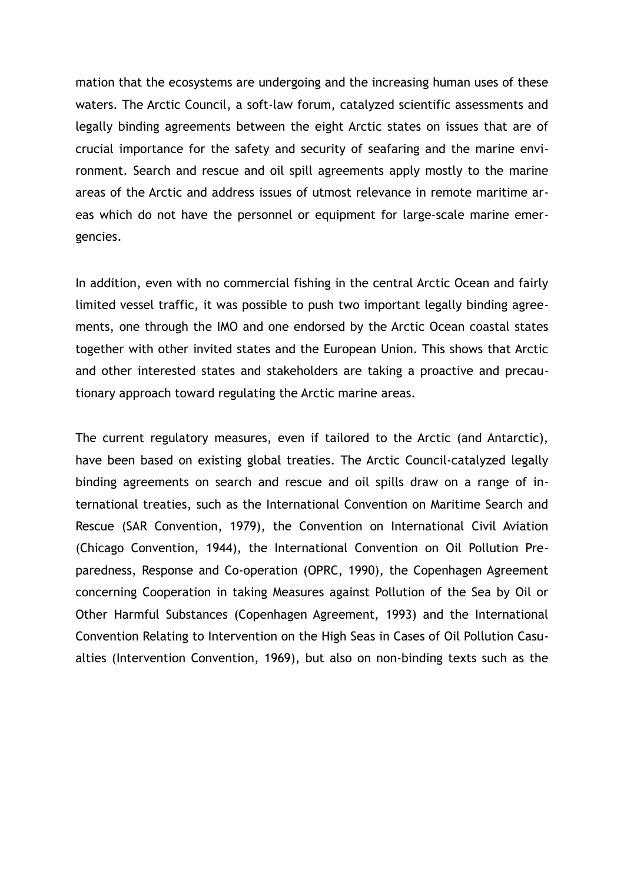mation that the ecosystems are undergoing and the increasing human uses of these waters. The Arctic Council, a soft-law forum, catalyzed scientific assessments and legally binding agreements between the eight Arctic states on issues that are of crucial importance for the safety and security of seafaring and the marine environment. Search and rescue and oil spill agreements apply mostly to the marine areas of the Arctic and address issues of utmost relevance in remote maritime areas which do not have the personnel or equipment for large-scale marine emergencies.

In addition, even with no commercial fishing in the central Arctic Ocean and fairly limited vessel traffic, it was possible to push two important legally binding agreements, one through the IMO and one endorsed by the Arctic Ocean coastal states together with other invited states and the European Union. This shows that Arctic and other interested states and stakeholders are taking a proactive and precautionary approach toward regulating the Arctic marine areas.

The current regulatory measures, even if tailored to the Arctic (and Antarctic), have been based on existing global treaties. The Arctic Council-catalyzed legally binding agreements on search and rescue and oil spills draw on a range of international treaties, such as the International Convention on Maritime Search and Rescue (SAR Convention, 1979), the Convention on International Civil Aviation (Chicago Convention, 1944), the International Convention on Oil Pollution Preparedness, Response and Co-operation (OPRC, 1990), the Copenhagen Agreement concerning Cooperation in taking Measures against Pollution of the Sea by Oil or Other Harmful Substances (Copenhagen Agreement, 1993) and the International Convention Relating to Intervention on the High Seas in Cases of Oil Pollution Casualties (Intervention Convention, 1969), but also on non-binding texts such as the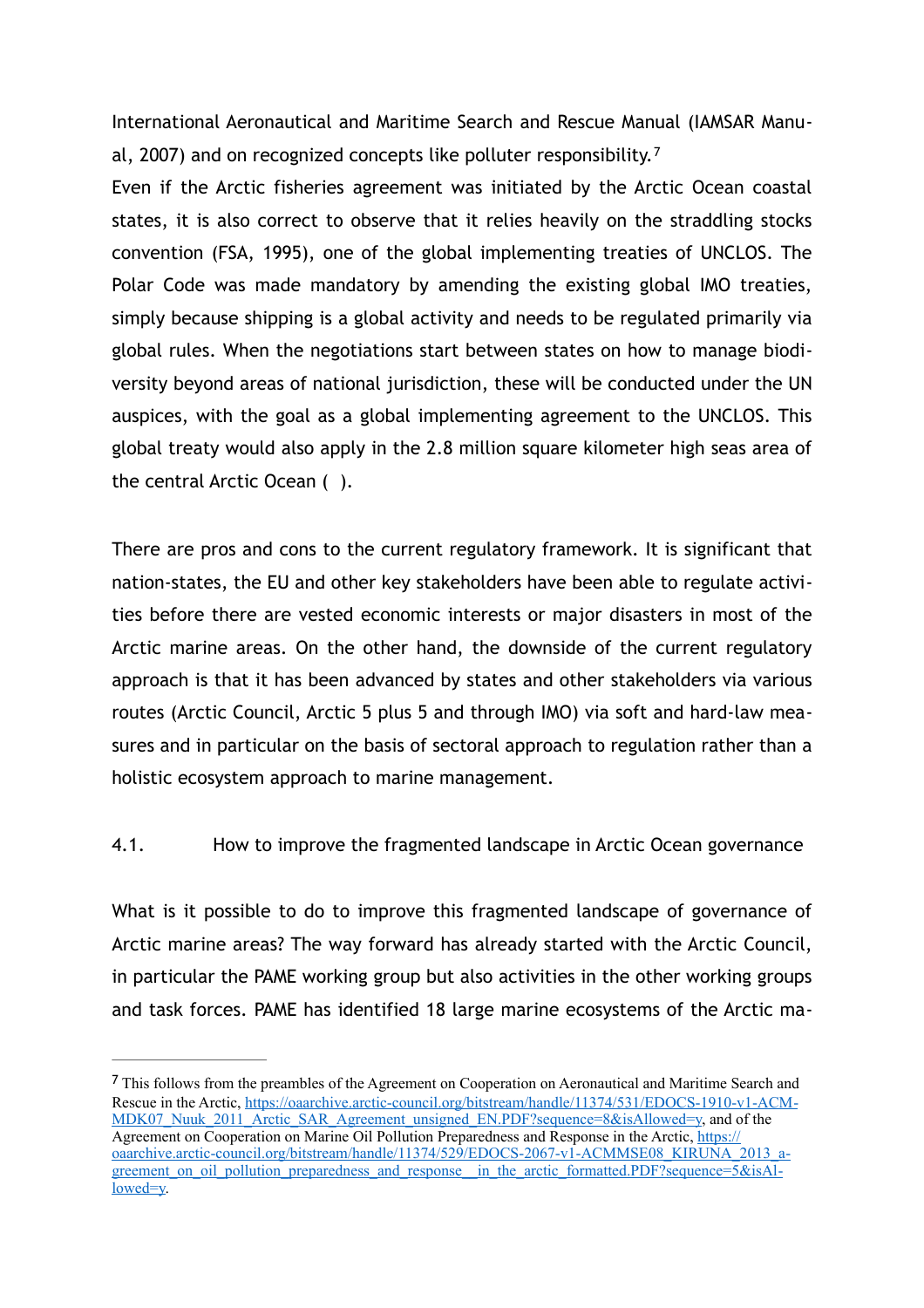International Aeronautical and Maritime Search and Rescue Manual (IAMSAR Manual, 2007) and on recognized concepts like polluter responsibility.[7]

Even if the Arctic fisheries agreement was initiated by the Arctic Ocean coastal states, it is also correct to observe that it relies heavily on the straddling stocks convention (FSA, 1995), one of the global implementing treaties of UNCLOS. The Polar Code was made mandatory by amending the existing global IMO treaties, simply because shipping is a global activity and needs to be regulated primarily via global rules. When the negotiations start between states on how to manage biodiversity beyond areas of national jurisdiction, these will be conducted under the UN auspices, with the goal as a global implementing agreement to the UNCLOS. This global treaty would also apply in the 2.8 million square kilometer high seas area of the central Arctic Ocean ( ).

There are pros and cons to the current regulatory framework. It is significant that nation-states, the EU and other key stakeholders have been able to regulate activities before there are vested economic interests or major disasters in most of the Arctic marine areas. On the other hand, the downside of the current regulatory approach is that it has been advanced by states and other stakeholders via various routes (Arctic Council, Arctic 5 plus 5 and through IMO) via soft and hard-law measures and in particular on the basis of sectoral approach to regulation rather than a holistic ecosystem approach to marine management.

### 4.1. How to improve the fragmented landscape in Arctic Ocean governance

What is it possible to do to improve this fragmented landscape of governance of Arctic marine areas? The way forward has already started with the Arctic Council, in particular the PAME working group but also activities in the other working groups and task forces. PAME has identified 18 large marine ecosystems of the Arctic ma-

---

[7] This follows from the preambles of the Agreement on Cooperation on Aeronautical and Maritime Search and Rescue in the Arctic, https://oaarchive.arctic-council.org/bitstream/handle/11374/531/EDOCS-1910-v1-ACM-MDK07_Nuuk_2011_Arctic_SAR_Agreement_unsigned_EN.PDF?sequence=8&isAllowed=y, and of the Agreement on Cooperation on Marine Oil Pollution Preparedness and Response in the Arctic, https://oaarchive.arctic-council.org/bitstream/handle/11374/529/EDOCS-2067-v1-ACMMSE08_KIRUNA_2013_agreement_on_oil_pollution_preparedness_and_response__in_the_arctic_formatted.PDF?sequence=5&isAllowed=y.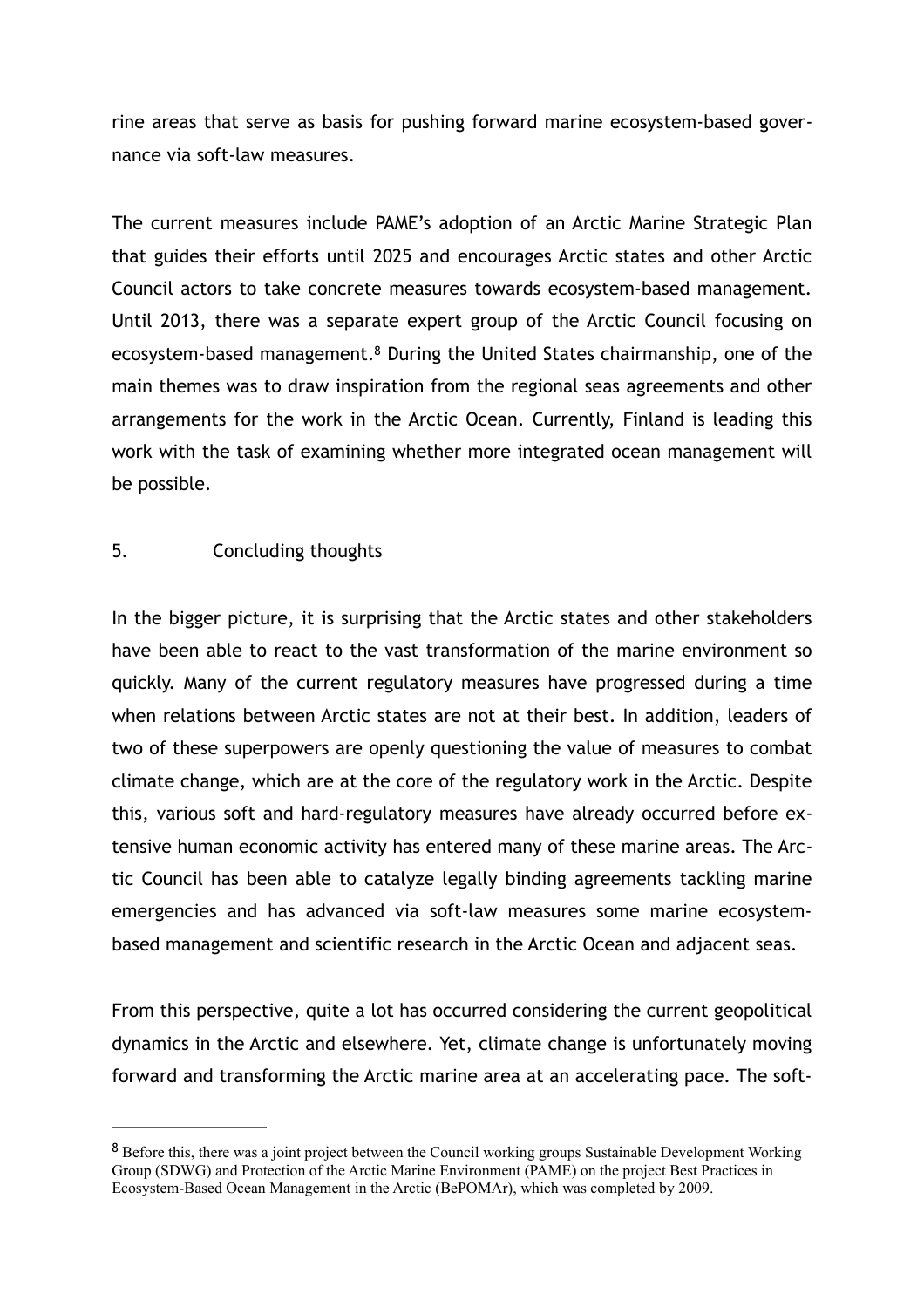rine areas that serve as basis for pushing forward marine ecosystem-based governance via soft-law measures.

The current measures include PAME's adoption of an Arctic Marine Strategic Plan that guides their efforts until 2025 and encourages Arctic states and other Arctic Council actors to take concrete measures towards ecosystem-based management. Until 2013, there was a separate expert group of the Arctic Council focusing on ecosystem-based management.[8] During the United States chairmanship, one of the main themes was to draw inspiration from the regional seas agreements and other arrangements for the work in the Arctic Ocean. Currently, Finland is leading this work with the task of examining whether more integrated ocean management will be possible.

## 5. Concluding thoughts

In the bigger picture, it is surprising that the Arctic states and other stakeholders have been able to react to the vast transformation of the marine environment so quickly. Many of the current regulatory measures have progressed during a time when relations between Arctic states are not at their best. In addition, leaders of two of these superpowers are openly questioning the value of measures to combat climate change, which are at the core of the regulatory work in the Arctic. Despite this, various soft and hard-regulatory measures have already occurred before extensive human economic activity has entered many of these marine areas. The Arctic Council has been able to catalyze legally binding agreements tackling marine emergencies and has advanced via soft-law measures some marine ecosystem-based management and scientific research in the Arctic Ocean and adjacent seas.

From this perspective, quite a lot has occurred considering the current geopolitical dynamics in the Arctic and elsewhere. Yet, climate change is unfortunately moving forward and transforming the Arctic marine area at an accelerating pace. The soft-

---

[8] Before this, there was a joint project between the Council working groups Sustainable Development Working Group (SDWG) and Protection of the Arctic Marine Environment (PAME) on the project Best Practices in Ecosystem-Based Ocean Management in the Arctic (BePOMAr), which was completed by 2009.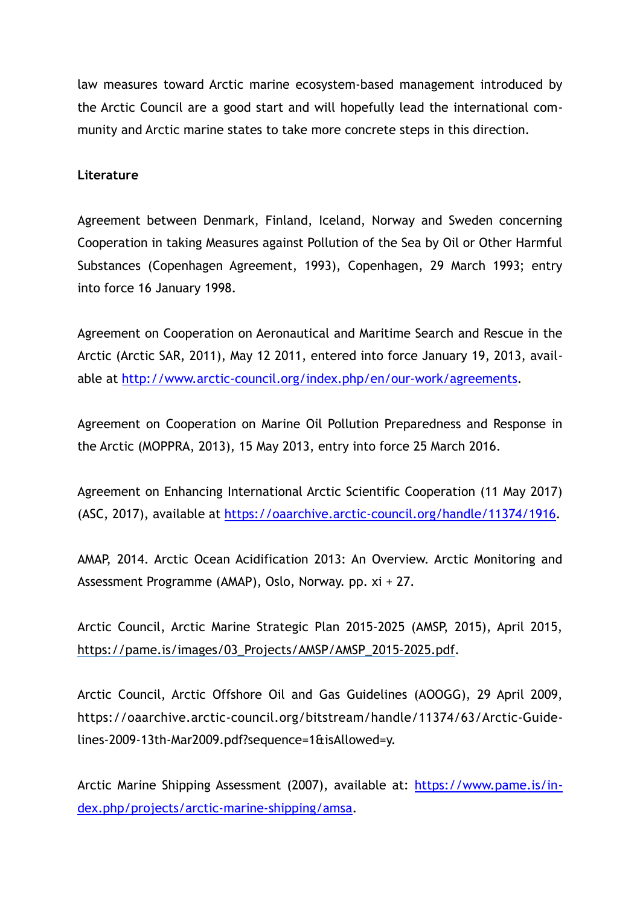law measures toward Arctic marine ecosystem-based management introduced by the Arctic Council are a good start and will hopefully lead the international community and Arctic marine states to take more concrete steps in this direction.

**Literature**

Agreement between Denmark, Finland, Iceland, Norway and Sweden concerning Cooperation in taking Measures against Pollution of the Sea by Oil or Other Harmful Substances (Copenhagen Agreement, 1993), Copenhagen, 29 March 1993; entry into force 16 January 1998.

Agreement on Cooperation on Aeronautical and Maritime Search and Rescue in the Arctic (Arctic SAR, 2011), May 12 2011, entered into force January 19, 2013, available at http://www.arctic-council.org/index.php/en/our-work/agreements.

Agreement on Cooperation on Marine Oil Pollution Preparedness and Response in the Arctic (MOPPRA, 2013), 15 May 2013, entry into force 25 March 2016.

Agreement on Enhancing International Arctic Scientific Cooperation (11 May 2017) (ASC, 2017), available at https://oaarchive.arctic-council.org/handle/11374/1916.

AMAP, 2014. Arctic Ocean Acidification 2013: An Overview. Arctic Monitoring and Assessment Programme (AMAP), Oslo, Norway. pp. xi + 27.

Arctic Council, Arctic Marine Strategic Plan 2015-2025 (AMSP, 2015), April 2015, https://pame.is/images/03_Projects/AMSP/AMSP_2015-2025.pdf.

Arctic Council, Arctic Offshore Oil and Gas Guidelines (AOOGG), 29 April 2009, https://oaarchive.arctic-council.org/bitstream/handle/11374/63/Arctic-Guidelines-2009-13th-Mar2009.pdf?sequence=1&isAllowed=y.

Arctic Marine Shipping Assessment (2007), available at: https://www.pame.is/index.php/projects/arctic-marine-shipping/amsa.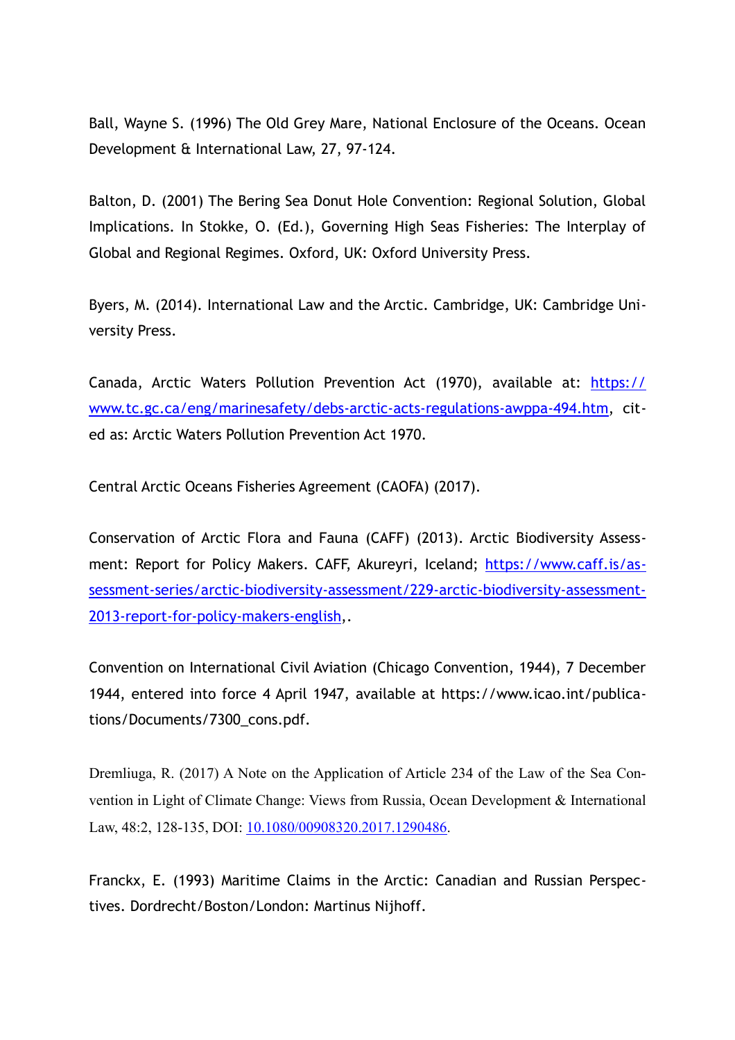Ball, Wayne S. (1996) The Old Grey Mare, National Enclosure of the Oceans. Ocean Development & International Law, 27, 97-124.

Balton, D. (2001) The Bering Sea Donut Hole Convention: Regional Solution, Global Implications. In Stokke, O. (Ed.), Governing High Seas Fisheries: The Interplay of Global and Regional Regimes. Oxford, UK: Oxford University Press.

Byers, M. (2014). International Law and the Arctic. Cambridge, UK: Cambridge University Press.

Canada, Arctic Waters Pollution Prevention Act (1970), available at: https://www.tc.gc.ca/eng/marinesafety/debs-arctic-acts-regulations-awppa-494.htm, cited as: Arctic Waters Pollution Prevention Act 1970.

Central Arctic Oceans Fisheries Agreement (CAOFA) (2017).

Conservation of Arctic Flora and Fauna (CAFF) (2013). Arctic Biodiversity Assessment: Report for Policy Makers. CAFF, Akureyri, Iceland; https://www.caff.is/assessment-series/arctic-biodiversity-assessment/229-arctic-biodiversity-assessment-2013-report-for-policy-makers-english,.

Convention on International Civil Aviation (Chicago Convention, 1944), 7 December 1944, entered into force 4 April 1947, available at https://www.icao.int/publications/Documents/7300_cons.pdf.

Dremliuga, R. (2017) A Note on the Application of Article 234 of the Law of the Sea Convention in Light of Climate Change: Views from Russia, Ocean Development & International Law, 48:2, 128-135, DOI: 10.1080/00908320.2017.1290486.

Franckx, E. (1993) Maritime Claims in the Arctic: Canadian and Russian Perspectives. Dordrecht/Boston/London: Martinus Nijhoff.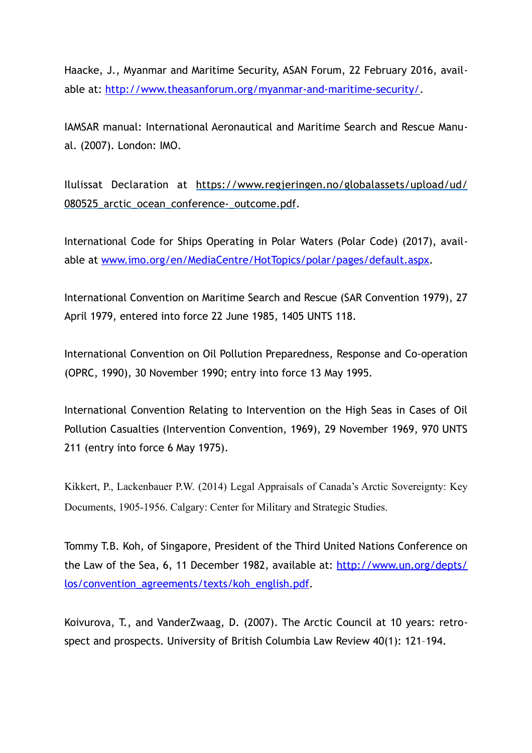Haacke, J., Myanmar and Maritime Security, ASAN Forum, 22 February 2016, available at: http://www.theasanforum.org/myanmar-and-maritime-security/.

IAMSAR manual: International Aeronautical and Maritime Search and Rescue Manual. (2007). London: IMO.

Ilulissat Declaration at https://www.regjeringen.no/globalassets/upload/ud/080525_arctic_ocean_conference-_outcome.pdf.

International Code for Ships Operating in Polar Waters (Polar Code) (2017), available at www.imo.org/en/MediaCentre/HotTopics/polar/pages/default.aspx.

International Convention on Maritime Search and Rescue (SAR Convention 1979), 27 April 1979, entered into force 22 June 1985, 1405 UNTS 118.

International Convention on Oil Pollution Preparedness, Response and Co-operation (OPRC, 1990), 30 November 1990; entry into force 13 May 1995.

International Convention Relating to Intervention on the High Seas in Cases of Oil Pollution Casualties (Intervention Convention, 1969), 29 November 1969, 970 UNTS 211 (entry into force 6 May 1975).

Kikkert, P., Lackenbauer P.W. (2014) Legal Appraisals of Canada's Arctic Sovereignty: Key Documents, 1905-1956. Calgary: Center for Military and Strategic Studies.

Tommy T.B. Koh, of Singapore, President of the Third United Nations Conference on the Law of the Sea, 6, 11 December 1982, available at: http://www.un.org/depts/los/convention_agreements/texts/koh_english.pdf.

Koivurova, T., and VanderZwaag, D. (2007). The Arctic Council at 10 years: retrospect and prospects. University of British Columbia Law Review 40(1): 121–194.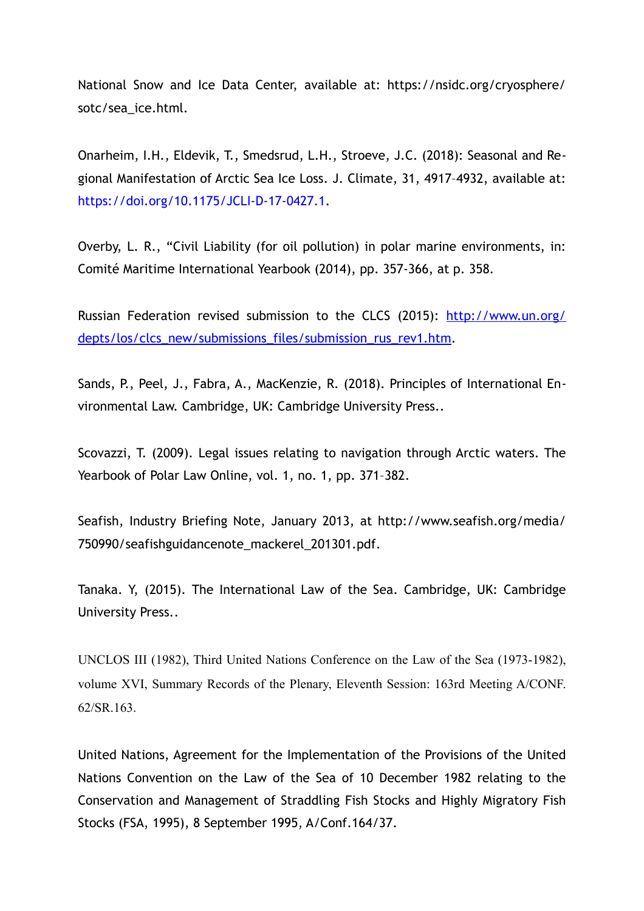National Snow and Ice Data Center, available at: https://nsidc.org/cryosphere/sotc/sea_ice.html.

Onarheim, I.H., Eldevik, T., Smedsrud, L.H., Stroeve, J.C. (2018): Seasonal and Regional Manifestation of Arctic Sea Ice Loss. J. Climate, 31, 4917–4932, available at: https://doi.org/10.1175/JCLI-D-17-0427.1.

Overby, L. R., "Civil Liability (for oil pollution) in polar marine environments, in: Comité Maritime International Yearbook (2014), pp. 357-366, at p. 358.

Russian Federation revised submission to the CLCS (2015): http://www.un.org/depts/los/clcs_new/submissions_files/submission_rus_rev1.htm.

Sands, P., Peel, J., Fabra, A., MacKenzie, R. (2018). Principles of International Environmental Law. Cambridge, UK: Cambridge University Press..

Scovazzi, T. (2009). Legal issues relating to navigation through Arctic waters. The Yearbook of Polar Law Online, vol. 1, no. 1, pp. 371–382.

Seafish, Industry Briefing Note, January 2013, at http://www.seafish.org/media/750990/seafishguidancenote_mackerel_201301.pdf.

Tanaka. Y, (2015). The International Law of the Sea. Cambridge, UK: Cambridge University Press..

UNCLOS III (1982), Third United Nations Conference on the Law of the Sea (1973-1982), volume XVI, Summary Records of the Plenary, Eleventh Session: 163rd Meeting A/CONF. 62/SR.163.

United Nations, Agreement for the Implementation of the Provisions of the United Nations Convention on the Law of the Sea of 10 December 1982 relating to the Conservation and Management of Straddling Fish Stocks and Highly Migratory Fish Stocks (FSA, 1995), 8 September 1995, A/Conf.164/37.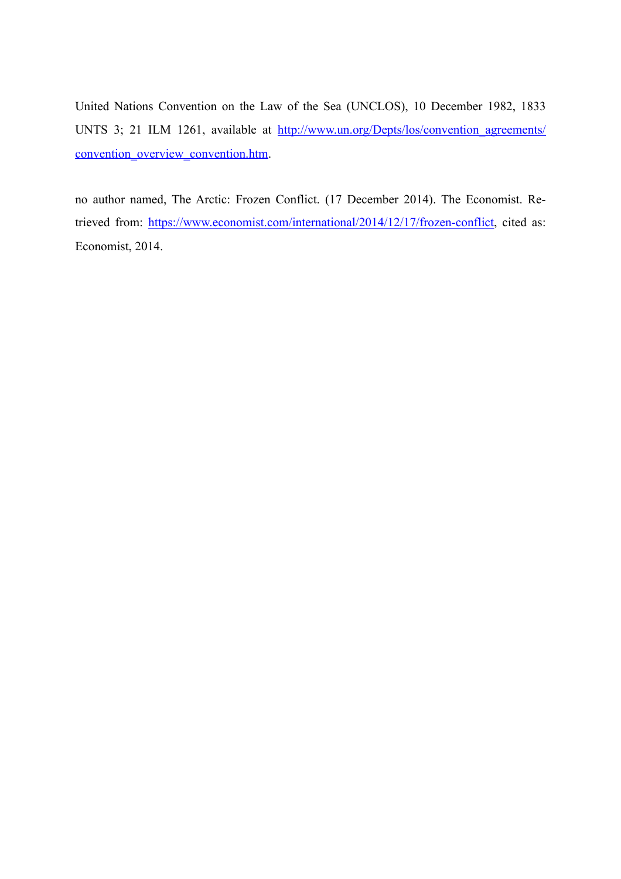United Nations Convention on the Law of the Sea (UNCLOS), 10 December 1982, 1833 UNTS 3; 21 ILM 1261, available at http://www.un.org/Depts/los/convention_agreements/convention_overview_convention.htm.

no author named, The Arctic: Frozen Conflict. (17 December 2014). The Economist. Retrieved from: https://www.economist.com/international/2014/12/17/frozen-conflict, cited as: Economist, 2014.